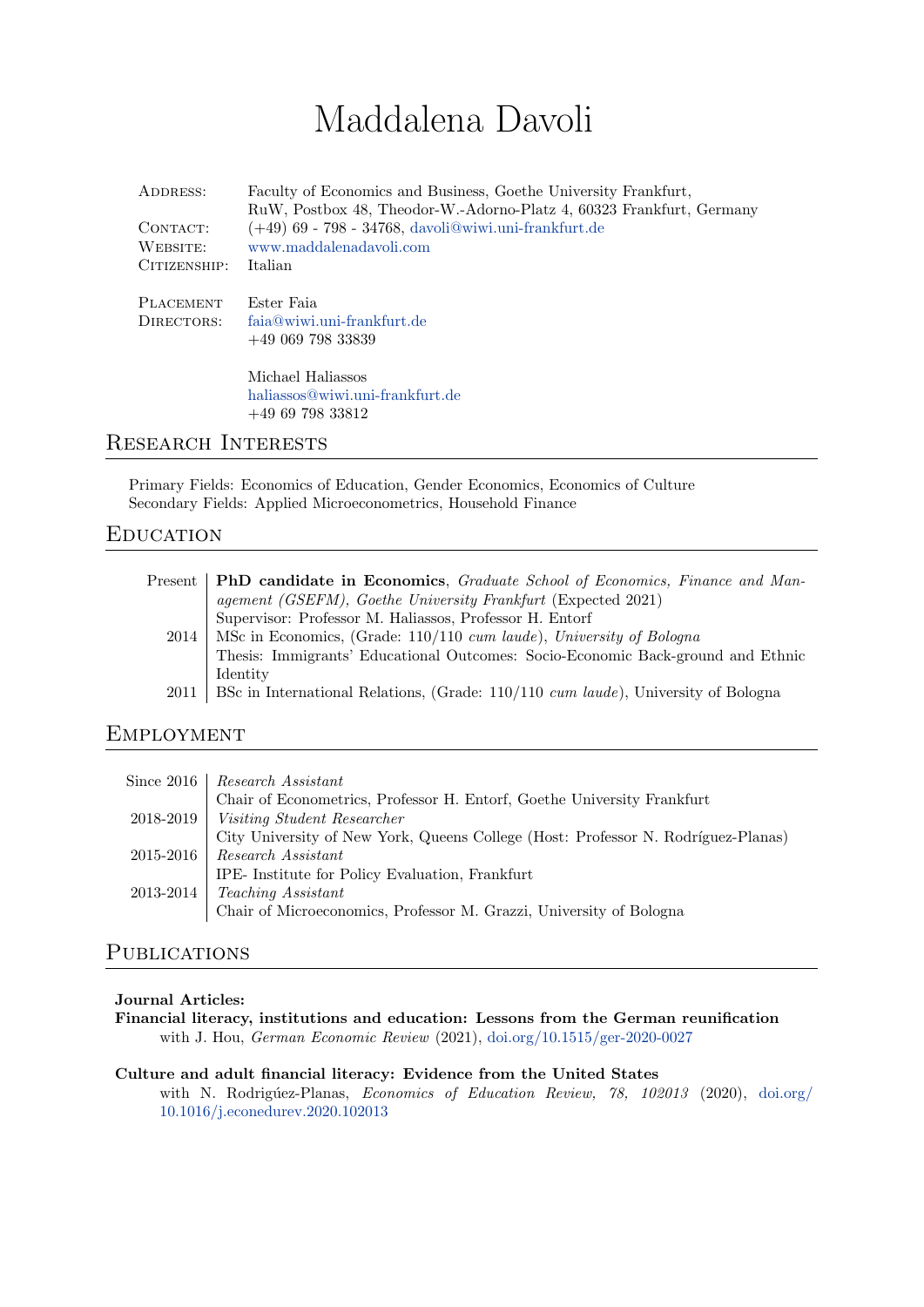# Maddalena Davoli

| | |
|---|---|
| Address: | Faculty of Economics and Business, Goethe University Frankfurt, RuW, Postbox 48, Theodor-W.-Adorno-Platz 4, 60323 Frankfurt, Germany |
| Contact: | (+49) 69 - 798 - 34768, davoli@wiwi.uni-frankfurt.de |
| Website: | www.maddalenadavoli.com |
| Citizenship: | Italian |

| | |
|---|---|
| Placement Directors: | Ester Faia<br>faia@wiwi.uni-frankfurt.de<br>+49 069 798 33839 |
| | Michael Haliassos<br>haliassos@wiwi.uni-frankfurt.de<br>+49 69 798 33812 |

## Research Interests

Primary Fields: Economics of Education, Gender Economics, Economics of Culture
Secondary Fields: Applied Microeconometrics, Household Finance

## Education

| | |
|---|---|
| Present | **PhD candidate in Economics**, *Graduate School of Economics, Finance and Management (GSEFM), Goethe University Frankfurt* (Expected 2021)<br>Supervisor: Professor M. Haliassos, Professor H. Entorf |
| 2014 | MSc in Economics, (Grade: 110/110 *cum laude*), *University of Bologna*<br>Thesis: Immigrants' Educational Outcomes: Socio-Economic Back-ground and Ethnic Identity |
| 2011 | BSc in International Relations, (Grade: 110/110 *cum laude*), University of Bologna |

## Employment

| | |
|---|---|
| Since 2016 | *Research Assistant*<br>Chair of Econometrics, Professor H. Entorf, Goethe University Frankfurt |
| 2018-2019 | *Visiting Student Researcher*<br>City University of New York, Queens College (Host: Professor N. Rodríguez-Planas) |
| 2015-2016 | *Research Assistant*<br>IPE- Institute for Policy Evaluation, Frankfurt |
| 2013-2014 | *Teaching Assistant*<br>Chair of Microeconomics, Professor M. Grazzi, University of Bologna |

## Publications

**Journal Articles:**

**Financial literacy, institutions and education: Lessons from the German reunification**
with J. Hou, *German Economic Review* (2021), doi.org/10.1515/ger-2020-0027

**Culture and adult financial literacy: Evidence from the United States**
with N. Rodrigúez-Planas, *Economics of Education Review, 78, 102013* (2020), doi.org/10.1016/j.econedurev.2020.102013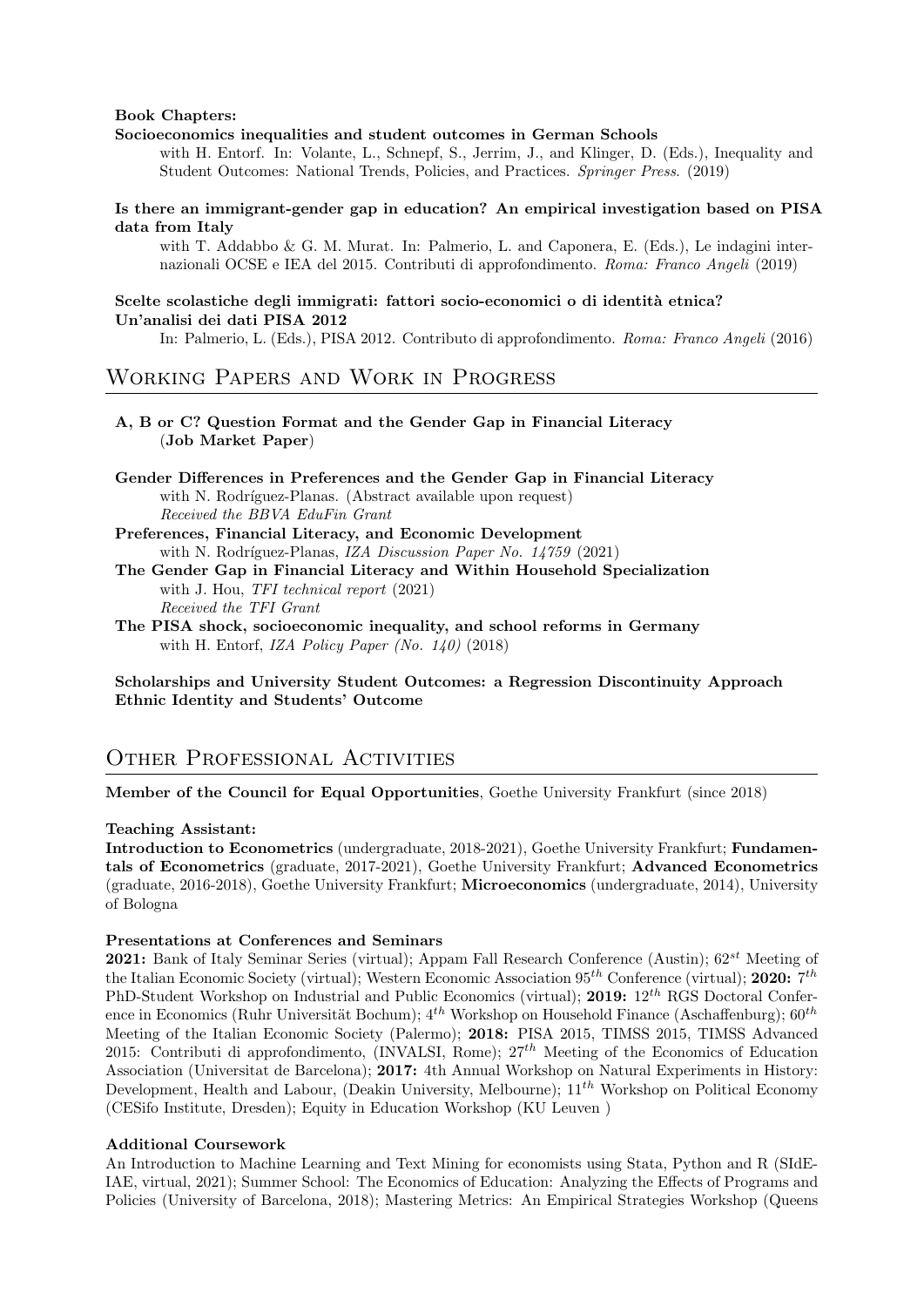**Book Chapters:**

**Socioeconomics inequalities and student outcomes in German Schools**
with H. Entorf. In: Volante, L., Schnepf, S., Jerrim, J., and Klinger, D. (Eds.), Inequality and Student Outcomes: National Trends, Policies, and Practices. *Springer Press*. (2019)

**Is there an immigrant-gender gap in education? An empirical investigation based on PISA data from Italy**
with T. Addabbo & G. M. Murat. In: Palmerio, L. and Caponera, E. (Eds.), Le indagini internazionali OCSE e IEA del 2015. Contributi di approfondimento. *Roma: Franco Angeli* (2019)

**Scelte scolastiche degli immigrati: fattori socio-economici o di identità etnica? Un'analisi dei dati PISA 2012**
In: Palmerio, L. (Eds.), PISA 2012. Contributo di approfondimento. *Roma: Franco Angeli* (2016)

## Working Papers and Work in Progress

**A, B or C? Question Format and the Gender Gap in Financial Literacy**
(**Job Market Paper**)

**Gender Differences in Preferences and the Gender Gap in Financial Literacy**
with N. Rodríguez-Planas. (Abstract available upon request)
*Received the BBVA EduFin Grant*

**Preferences, Financial Literacy, and Economic Development**
with N. Rodríguez-Planas, *IZA Discussion Paper No. 14759* (2021)

**The Gender Gap in Financial Literacy and Within Household Specialization**
with J. Hou, *TFI technical report* (2021)
*Received the TFI Grant*

**The PISA shock, socioeconomic inequality, and school reforms in Germany**
with H. Entorf, *IZA Policy Paper (No. 140)* (2018)

**Scholarships and University Student Outcomes: a Regression Discontinuity Approach**
**Ethnic Identity and Students' Outcome**

## Other Professional Activities

**Member of the Council for Equal Opportunities**, Goethe University Frankfurt (since 2018)

**Teaching Assistant:**
**Introduction to Econometrics** (undergraduate, 2018-2021), Goethe University Frankfurt; **Fundamentals of Econometrics** (graduate, 2017-2021), Goethe University Frankfurt; **Advanced Econometrics** (graduate, 2016-2018), Goethe University Frankfurt; **Microeconomics** (undergraduate, 2014), University of Bologna

**Presentations at Conferences and Seminars**
**2021:** Bank of Italy Seminar Series (virtual); Appam Fall Research Conference (Austin); 62$^{st}$ Meeting of the Italian Economic Society (virtual); Western Economic Association 95$^{th}$ Conference (virtual); **2020:** 7$^{th}$ PhD-Student Workshop on Industrial and Public Economics (virtual); **2019:** 12$^{th}$ RGS Doctoral Conference in Economics (Ruhr Universität Bochum); 4$^{th}$ Workshop on Household Finance (Aschaffenburg); 60$^{th}$ Meeting of the Italian Economic Society (Palermo); **2018:** PISA 2015, TIMSS 2015, TIMSS Advanced 2015: Contributi di approfondimento, (INVALSI, Rome); 27$^{th}$ Meeting of the Economics of Education Association (Universitat de Barcelona); **2017:** 4th Annual Workshop on Natural Experiments in History: Development, Health and Labour, (Deakin University, Melbourne); 11$^{th}$ Workshop on Political Economy (CESifo Institute, Dresden); Equity in Education Workshop (KU Leuven )

**Additional Coursework**
An Introduction to Machine Learning and Text Mining for economists using Stata, Python and R (SIdE-IAE, virtual, 2021); Summer School: The Economics of Education: Analyzing the Effects of Programs and Policies (University of Barcelona, 2018); Mastering Metrics: An Empirical Strategies Workshop (Queens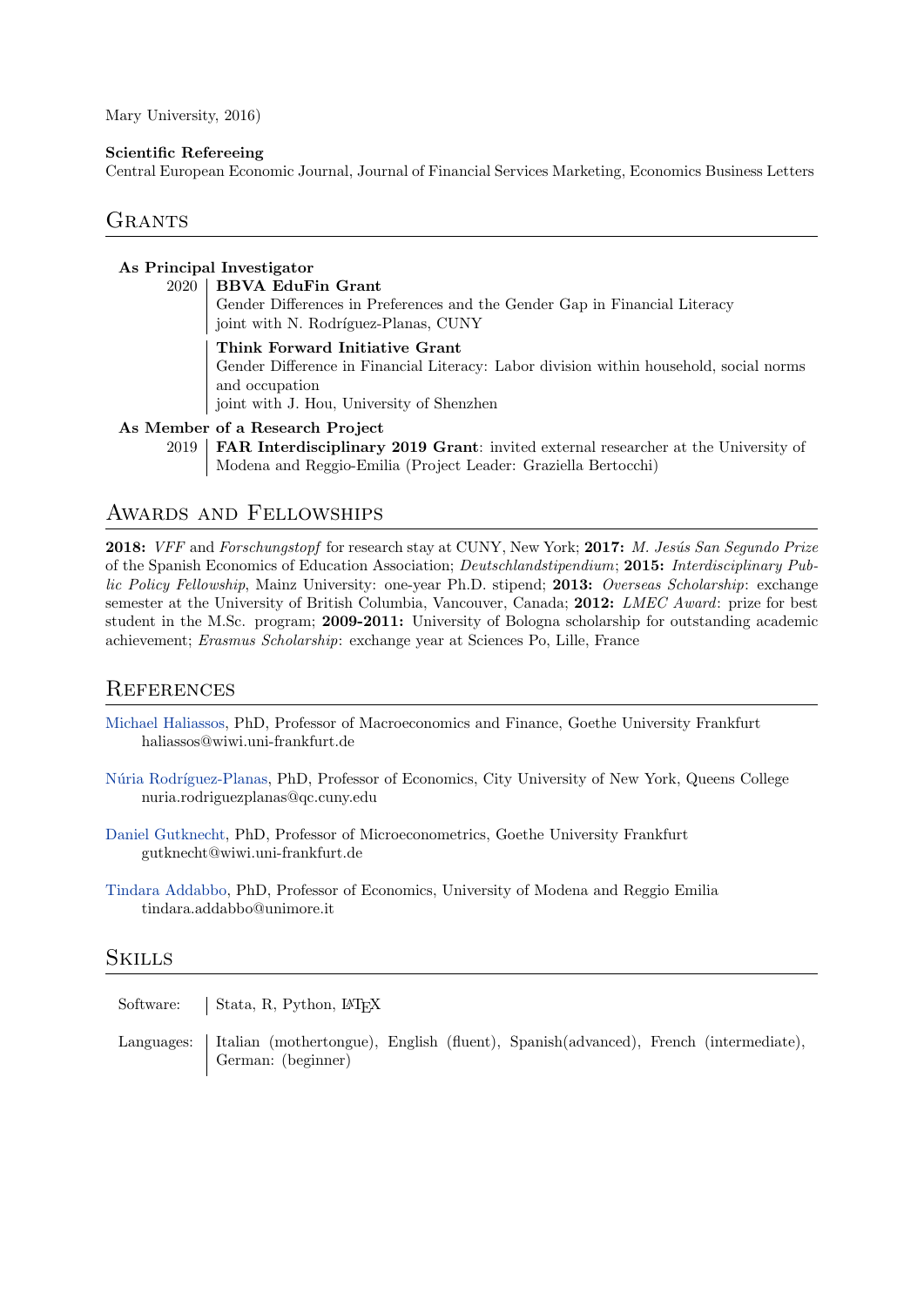Mary University, 2016)

**Scientific Refereeing**
Central European Economic Journal, Journal of Financial Services Marketing, Economics Business Letters

## Grants

**As Principal Investigator**

2020 | **BBVA EduFin Grant**
Gender Differences in Preferences and the Gender Gap in Financial Literacy
joint with N. Rodríguez-Planas, CUNY

**Think Forward Initiative Grant**
Gender Difference in Financial Literacy: Labor division within household, social norms and occupation
joint with J. Hou, University of Shenzhen

**As Member of a Research Project**

2019 | **FAR Interdisciplinary 2019 Grant**: invited external researcher at the University of Modena and Reggio-Emilia (Project Leader: Graziella Bertocchi)

## Awards and Fellowships

**2018:** *VFF* and *Forschungstopf* for research stay at CUNY, New York; **2017:** *M. Jesús San Segundo Prize* of the Spanish Economics of Education Association; *Deutschlandstipendium*; **2015:** *Interdisciplinary Public Policy Fellowship*, Mainz University: one-year Ph.D. stipend; **2013:** *Overseas Scholarship*: exchange semester at the University of British Columbia, Vancouver, Canada; **2012:** *LMEC Award*: prize for best student in the M.Sc. program; **2009-2011:** University of Bologna scholarship for outstanding academic achievement; *Erasmus Scholarship*: exchange year at Sciences Po, Lille, France

## References

Michael Haliassos, PhD, Professor of Macroeconomics and Finance, Goethe University Frankfurt
haliassos@wiwi.uni-frankfurt.de

Núria Rodríguez-Planas, PhD, Professor of Economics, City University of New York, Queens College
nuria.rodriguezplanas@qc.cuny.edu

Daniel Gutknecht, PhD, Professor of Microeconometrics, Goethe University Frankfurt
gutknecht@wiwi.uni-frankfurt.de

Tindara Addabbo, PhD, Professor of Economics, University of Modena and Reggio Emilia
tindara.addabbo@unimore.it

## Skills

Software: | Stata, R, Python, LaTeX

Languages: | Italian (mothertongue), English (fluent), Spanish(advanced), French (intermediate), German: (beginner)